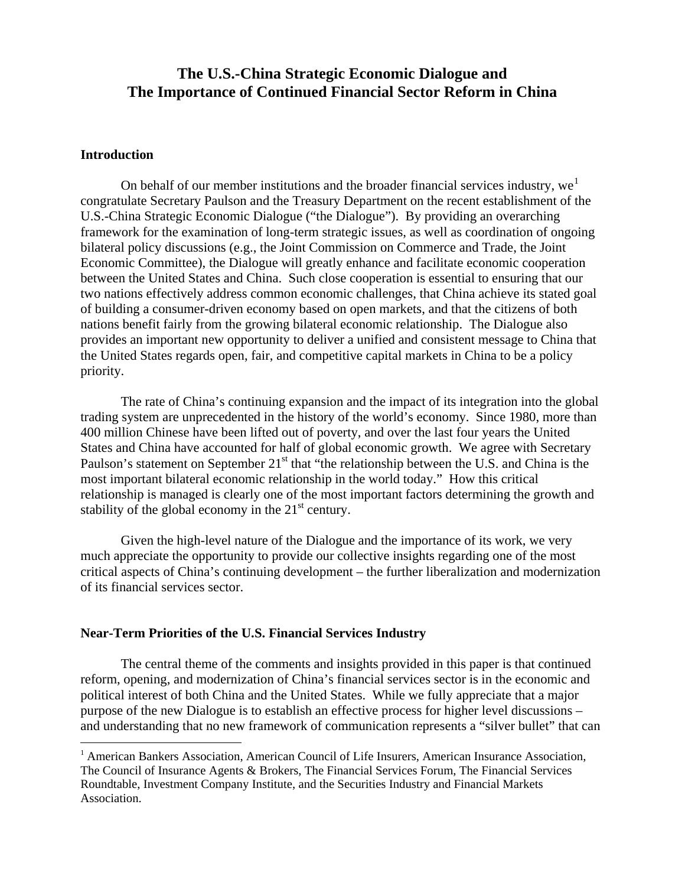# The U.S.-China Strategic Economic Dialogue and The Importance of Continued Financial Sector Reform in China

## Introduction

On behalf of our member institutions and the broader financial services industry, we[1] congratulate Secretary Paulson and the Treasury Department on the recent establishment of the U.S.-China Strategic Economic Dialogue ("the Dialogue"). By providing an overarching framework for the examination of long-term strategic issues, as well as coordination of ongoing bilateral policy discussions (e.g., the Joint Commission on Commerce and Trade, the Joint Economic Committee), the Dialogue will greatly enhance and facilitate economic cooperation between the United States and China. Such close cooperation is essential to ensuring that our two nations effectively address common economic challenges, that China achieve its stated goal of building a consumer-driven economy based on open markets, and that the citizens of both nations benefit fairly from the growing bilateral economic relationship. The Dialogue also provides an important new opportunity to deliver a unified and consistent message to China that the United States regards open, fair, and competitive capital markets in China to be a policy priority.

The rate of China's continuing expansion and the impact of its integration into the global trading system are unprecedented in the history of the world's economy. Since 1980, more than 400 million Chinese have been lifted out of poverty, and over the last four years the United States and China have accounted for half of global economic growth. We agree with Secretary Paulson's statement on September 21st that "the relationship between the U.S. and China is the most important bilateral economic relationship in the world today." How this critical relationship is managed is clearly one of the most important factors determining the growth and stability of the global economy in the 21st century.

Given the high-level nature of the Dialogue and the importance of its work, we very much appreciate the opportunity to provide our collective insights regarding one of the most critical aspects of China's continuing development – the further liberalization and modernization of its financial services sector.

## Near-Term Priorities of the U.S. Financial Services Industry

The central theme of the comments and insights provided in this paper is that continued reform, opening, and modernization of China's financial services sector is in the economic and political interest of both China and the United States. While we fully appreciate that a major purpose of the new Dialogue is to establish an effective process for higher level discussions – and understanding that no new framework of communication represents a "silver bullet" that can

[1] American Bankers Association, American Council of Life Insurers, American Insurance Association, The Council of Insurance Agents & Brokers, The Financial Services Forum, The Financial Services Roundtable, Investment Company Institute, and the Securities Industry and Financial Markets Association.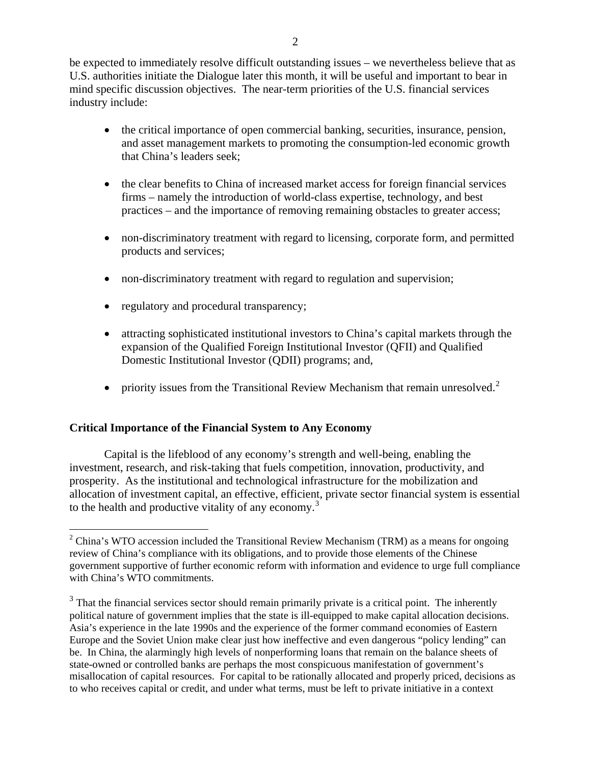be expected to immediately resolve difficult outstanding issues – we nevertheless believe that as U.S. authorities initiate the Dialogue later this month, it will be useful and important to bear in mind specific discussion objectives. The near-term priorities of the U.S. financial services industry include:

- the critical importance of open commercial banking, securities, insurance, pension, and asset management markets to promoting the consumption-led economic growth that China's leaders seek;
- the clear benefits to China of increased market access for foreign financial services firms – namely the introduction of world-class expertise, technology, and best practices – and the importance of removing remaining obstacles to greater access;
- non-discriminatory treatment with regard to licensing, corporate form, and permitted products and services;
- non-discriminatory treatment with regard to regulation and supervision;
- regulatory and procedural transparency;
- attracting sophisticated institutional investors to China's capital markets through the expansion of the Qualified Foreign Institutional Investor (QFII) and Qualified Domestic Institutional Investor (QDII) programs; and,
- priority issues from the Transitional Review Mechanism that remain unresolved.[2]

**Critical Importance of the Financial System to Any Economy**

Capital is the lifeblood of any economy's strength and well-being, enabling the investment, research, and risk-taking that fuels competition, innovation, productivity, and prosperity. As the institutional and technological infrastructure for the mobilization and allocation of investment capital, an effective, efficient, private sector financial system is essential to the health and productive vitality of any economy.[3]

[2] China's WTO accession included the Transitional Review Mechanism (TRM) as a means for ongoing review of China's compliance with its obligations, and to provide those elements of the Chinese government supportive of further economic reform with information and evidence to urge full compliance with China's WTO commitments.

[3] That the financial services sector should remain primarily private is a critical point. The inherently political nature of government implies that the state is ill-equipped to make capital allocation decisions. Asia's experience in the late 1990s and the experience of the former command economies of Eastern Europe and the Soviet Union make clear just how ineffective and even dangerous "policy lending" can be. In China, the alarmingly high levels of nonperforming loans that remain on the balance sheets of state-owned or controlled banks are perhaps the most conspicuous manifestation of government's misallocation of capital resources. For capital to be rationally allocated and properly priced, decisions as to who receives capital or credit, and under what terms, must be left to private initiative in a context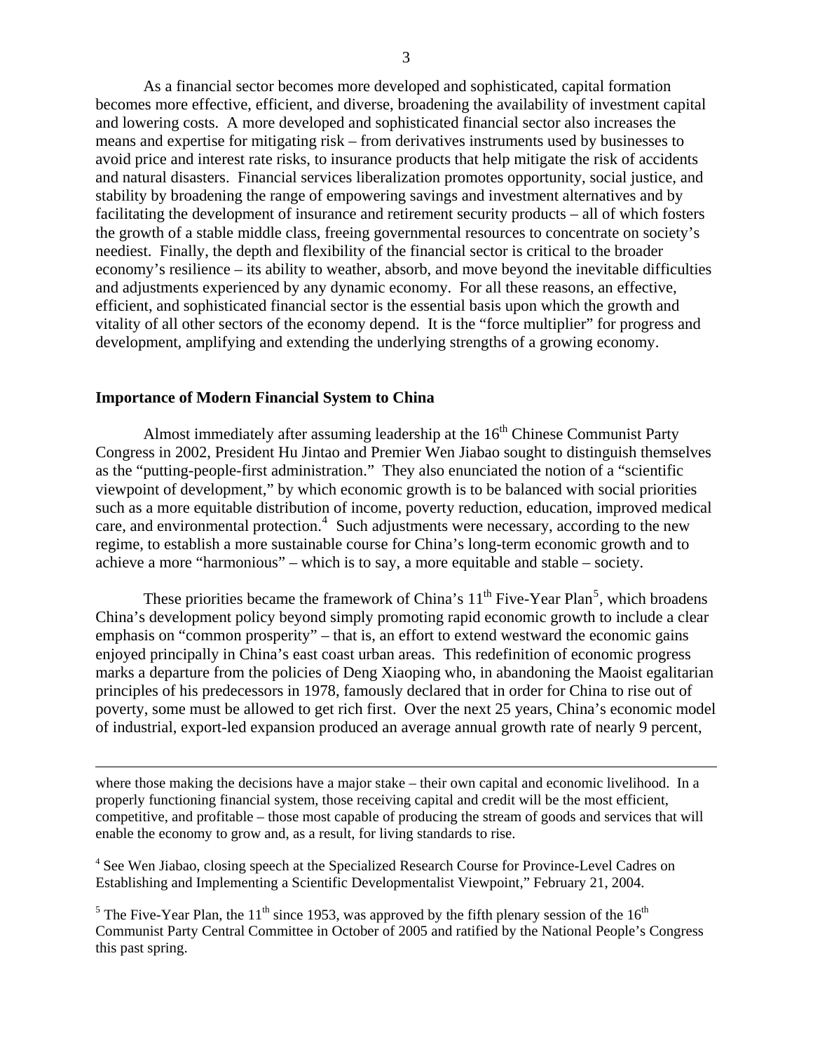As a financial sector becomes more developed and sophisticated, capital formation becomes more effective, efficient, and diverse, broadening the availability of investment capital and lowering costs. A more developed and sophisticated financial sector also increases the means and expertise for mitigating risk – from derivatives instruments used by businesses to avoid price and interest rate risks, to insurance products that help mitigate the risk of accidents and natural disasters. Financial services liberalization promotes opportunity, social justice, and stability by broadening the range of empowering savings and investment alternatives and by facilitating the development of insurance and retirement security products – all of which fosters the growth of a stable middle class, freeing governmental resources to concentrate on society's neediest. Finally, the depth and flexibility of the financial sector is critical to the broader economy's resilience – its ability to weather, absorb, and move beyond the inevitable difficulties and adjustments experienced by any dynamic economy. For all these reasons, an effective, efficient, and sophisticated financial sector is the essential basis upon which the growth and vitality of all other sectors of the economy depend. It is the "force multiplier" for progress and development, amplifying and extending the underlying strengths of a growing economy.

**Importance of Modern Financial System to China**

Almost immediately after assuming leadership at the 16th Chinese Communist Party Congress in 2002, President Hu Jintao and Premier Wen Jiabao sought to distinguish themselves as the "putting-people-first administration." They also enunciated the notion of a "scientific viewpoint of development," by which economic growth is to be balanced with social priorities such as a more equitable distribution of income, poverty reduction, education, improved medical care, and environmental protection.[4] Such adjustments were necessary, according to the new regime, to establish a more sustainable course for China's long-term economic growth and to achieve a more "harmonious" – which is to say, a more equitable and stable – society.

These priorities became the framework of China's 11th Five-Year Plan[5], which broadens China's development policy beyond simply promoting rapid economic growth to include a clear emphasis on "common prosperity" – that is, an effort to extend westward the economic gains enjoyed principally in China's east coast urban areas. This redefinition of economic progress marks a departure from the policies of Deng Xiaoping who, in abandoning the Maoist egalitarian principles of his predecessors in 1978, famously declared that in order for China to rise out of poverty, some must be allowed to get rich first. Over the next 25 years, China's economic model of industrial, export-led expansion produced an average annual growth rate of nearly 9 percent,

---

where those making the decisions have a major stake – their own capital and economic livelihood. In a properly functioning financial system, those receiving capital and credit will be the most efficient, competitive, and profitable – those most capable of producing the stream of goods and services that will enable the economy to grow and, as a result, for living standards to rise.

[4] See Wen Jiabao, closing speech at the Specialized Research Course for Province-Level Cadres on Establishing and Implementing a Scientific Developmentalist Viewpoint," February 21, 2004.

[5] The Five-Year Plan, the 11th since 1953, was approved by the fifth plenary session of the 16th Communist Party Central Committee in October of 2005 and ratified by the National People's Congress this past spring.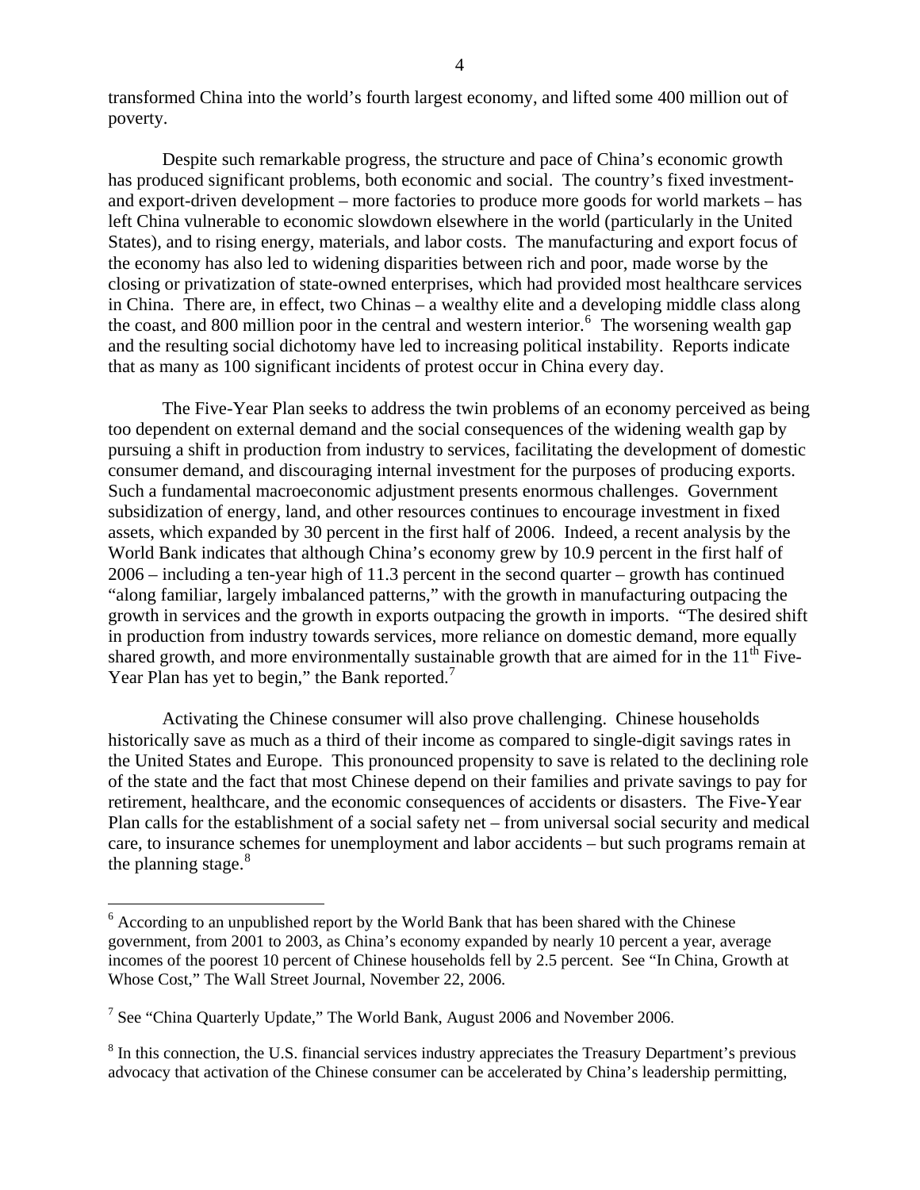transformed China into the world's fourth largest economy, and lifted some 400 million out of poverty.

Despite such remarkable progress, the structure and pace of China's economic growth has produced significant problems, both economic and social. The country's fixed investment- and export-driven development – more factories to produce more goods for world markets – has left China vulnerable to economic slowdown elsewhere in the world (particularly in the United States), and to rising energy, materials, and labor costs. The manufacturing and export focus of the economy has also led to widening disparities between rich and poor, made worse by the closing or privatization of state-owned enterprises, which had provided most healthcare services in China. There are, in effect, two Chinas – a wealthy elite and a developing middle class along the coast, and 800 million poor in the central and western interior.[6] The worsening wealth gap and the resulting social dichotomy have led to increasing political instability. Reports indicate that as many as 100 significant incidents of protest occur in China every day.

The Five-Year Plan seeks to address the twin problems of an economy perceived as being too dependent on external demand and the social consequences of the widening wealth gap by pursuing a shift in production from industry to services, facilitating the development of domestic consumer demand, and discouraging internal investment for the purposes of producing exports. Such a fundamental macroeconomic adjustment presents enormous challenges. Government subsidization of energy, land, and other resources continues to encourage investment in fixed assets, which expanded by 30 percent in the first half of 2006. Indeed, a recent analysis by the World Bank indicates that although China's economy grew by 10.9 percent in the first half of 2006 – including a ten-year high of 11.3 percent in the second quarter – growth has continued "along familiar, largely imbalanced patterns," with the growth in manufacturing outpacing the growth in services and the growth in exports outpacing the growth in imports. "The desired shift in production from industry towards services, more reliance on domestic demand, more equally shared growth, and more environmentally sustainable growth that are aimed for in the 11th Five-Year Plan has yet to begin," the Bank reported.[7]

Activating the Chinese consumer will also prove challenging. Chinese households historically save as much as a third of their income as compared to single-digit savings rates in the United States and Europe. This pronounced propensity to save is related to the declining role of the state and the fact that most Chinese depend on their families and private savings to pay for retirement, healthcare, and the economic consequences of accidents or disasters. The Five-Year Plan calls for the establishment of a social safety net – from universal social security and medical care, to insurance schemes for unemployment and labor accidents – but such programs remain at the planning stage.[8]

---

[6] According to an unpublished report by the World Bank that has been shared with the Chinese government, from 2001 to 2003, as China's economy expanded by nearly 10 percent a year, average incomes of the poorest 10 percent of Chinese households fell by 2.5 percent. See "In China, Growth at Whose Cost," The Wall Street Journal, November 22, 2006.

[7] See "China Quarterly Update," The World Bank, August 2006 and November 2006.

[8] In this connection, the U.S. financial services industry appreciates the Treasury Department's previous advocacy that activation of the Chinese consumer can be accelerated by China's leadership permitting,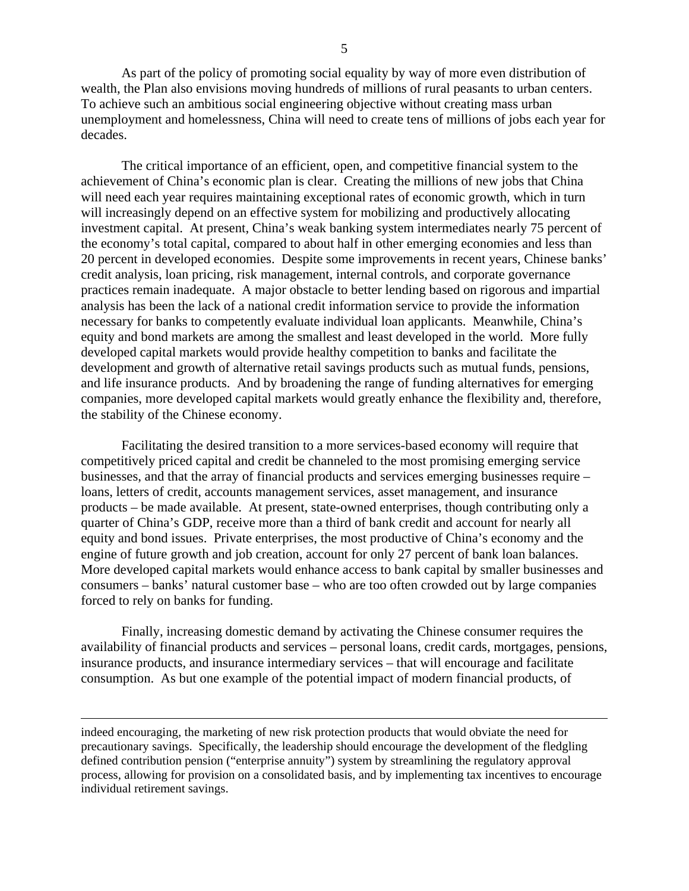As part of the policy of promoting social equality by way of more even distribution of wealth, the Plan also envisions moving hundreds of millions of rural peasants to urban centers. To achieve such an ambitious social engineering objective without creating mass urban unemployment and homelessness, China will need to create tens of millions of jobs each year for decades.

The critical importance of an efficient, open, and competitive financial system to the achievement of China's economic plan is clear. Creating the millions of new jobs that China will need each year requires maintaining exceptional rates of economic growth, which in turn will increasingly depend on an effective system for mobilizing and productively allocating investment capital. At present, China's weak banking system intermediates nearly 75 percent of the economy's total capital, compared to about half in other emerging economies and less than 20 percent in developed economies. Despite some improvements in recent years, Chinese banks' credit analysis, loan pricing, risk management, internal controls, and corporate governance practices remain inadequate. A major obstacle to better lending based on rigorous and impartial analysis has been the lack of a national credit information service to provide the information necessary for banks to competently evaluate individual loan applicants. Meanwhile, China's equity and bond markets are among the smallest and least developed in the world. More fully developed capital markets would provide healthy competition to banks and facilitate the development and growth of alternative retail savings products such as mutual funds, pensions, and life insurance products. And by broadening the range of funding alternatives for emerging companies, more developed capital markets would greatly enhance the flexibility and, therefore, the stability of the Chinese economy.

Facilitating the desired transition to a more services-based economy will require that competitively priced capital and credit be channeled to the most promising emerging service businesses, and that the array of financial products and services emerging businesses require – loans, letters of credit, accounts management services, asset management, and insurance products – be made available. At present, state-owned enterprises, though contributing only a quarter of China's GDP, receive more than a third of bank credit and account for nearly all equity and bond issues. Private enterprises, the most productive of China's economy and the engine of future growth and job creation, account for only 27 percent of bank loan balances. More developed capital markets would enhance access to bank capital by smaller businesses and consumers – banks' natural customer base – who are too often crowded out by large companies forced to rely on banks for funding.

Finally, increasing domestic demand by activating the Chinese consumer requires the availability of financial products and services – personal loans, credit cards, mortgages, pensions, insurance products, and insurance intermediary services – that will encourage and facilitate consumption. As but one example of the potential impact of modern financial products, of

---

indeed encouraging, the marketing of new risk protection products that would obviate the need for precautionary savings. Specifically, the leadership should encourage the development of the fledgling defined contribution pension ("enterprise annuity") system by streamlining the regulatory approval process, allowing for provision on a consolidated basis, and by implementing tax incentives to encourage individual retirement savings.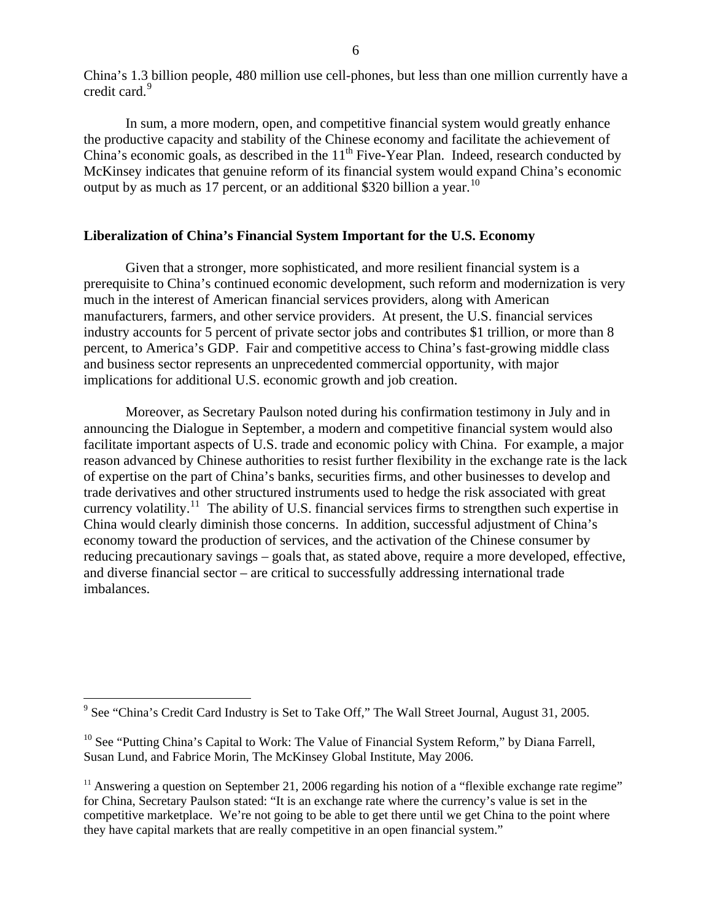China's 1.3 billion people, 480 million use cell-phones, but less than one million currently have a credit card.[9]

In sum, a more modern, open, and competitive financial system would greatly enhance the productive capacity and stability of the Chinese economy and facilitate the achievement of China's economic goals, as described in the 11th Five-Year Plan. Indeed, research conducted by McKinsey indicates that genuine reform of its financial system would expand China's economic output by as much as 17 percent, or an additional $320 billion a year.[10]

**Liberalization of China's Financial System Important for the U.S. Economy**

Given that a stronger, more sophisticated, and more resilient financial system is a prerequisite to China's continued economic development, such reform and modernization is very much in the interest of American financial services providers, along with American manufacturers, farmers, and other service providers. At present, the U.S. financial services industry accounts for 5 percent of private sector jobs and contributes $1 trillion, or more than 8 percent, to America's GDP. Fair and competitive access to China's fast-growing middle class and business sector represents an unprecedented commercial opportunity, with major implications for additional U.S. economic growth and job creation.

Moreover, as Secretary Paulson noted during his confirmation testimony in July and in announcing the Dialogue in September, a modern and competitive financial system would also facilitate important aspects of U.S. trade and economic policy with China. For example, a major reason advanced by Chinese authorities to resist further flexibility in the exchange rate is the lack of expertise on the part of China's banks, securities firms, and other businesses to develop and trade derivatives and other structured instruments used to hedge the risk associated with great currency volatility.[11] The ability of U.S. financial services firms to strengthen such expertise in China would clearly diminish those concerns. In addition, successful adjustment of China's economy toward the production of services, and the activation of the Chinese consumer by reducing precautionary savings – goals that, as stated above, require a more developed, effective, and diverse financial sector – are critical to successfully addressing international trade imbalances.

---

[9] See "China's Credit Card Industry is Set to Take Off," The Wall Street Journal, August 31, 2005.

[10] See "Putting China's Capital to Work: The Value of Financial System Reform," by Diana Farrell, Susan Lund, and Fabrice Morin, The McKinsey Global Institute, May 2006.

[11] Answering a question on September 21, 2006 regarding his notion of a "flexible exchange rate regime" for China, Secretary Paulson stated: "It is an exchange rate where the currency's value is set in the competitive marketplace. We're not going to be able to get there until we get China to the point where they have capital markets that are really competitive in an open financial system."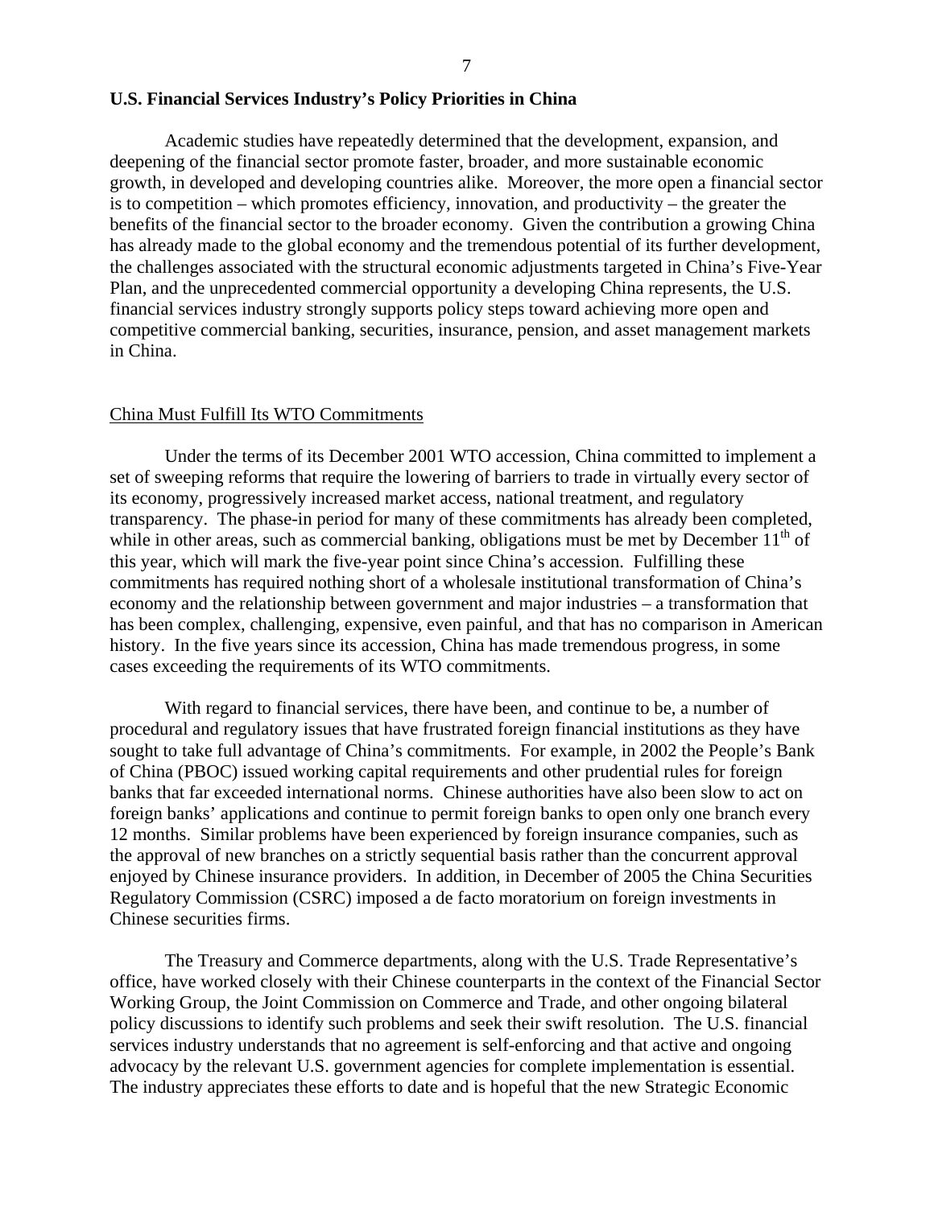**U.S. Financial Services Industry's Policy Priorities in China**

Academic studies have repeatedly determined that the development, expansion, and deepening of the financial sector promote faster, broader, and more sustainable economic growth, in developed and developing countries alike. Moreover, the more open a financial sector is to competition – which promotes efficiency, innovation, and productivity – the greater the benefits of the financial sector to the broader economy. Given the contribution a growing China has already made to the global economy and the tremendous potential of its further development, the challenges associated with the structural economic adjustments targeted in China's Five-Year Plan, and the unprecedented commercial opportunity a developing China represents, the U.S. financial services industry strongly supports policy steps toward achieving more open and competitive commercial banking, securities, insurance, pension, and asset management markets in China.

China Must Fulfill Its WTO Commitments

Under the terms of its December 2001 WTO accession, China committed to implement a set of sweeping reforms that require the lowering of barriers to trade in virtually every sector of its economy, progressively increased market access, national treatment, and regulatory transparency. The phase-in period for many of these commitments has already been completed, while in other areas, such as commercial banking, obligations must be met by December 11th of this year, which will mark the five-year point since China's accession. Fulfilling these commitments has required nothing short of a wholesale institutional transformation of China's economy and the relationship between government and major industries – a transformation that has been complex, challenging, expensive, even painful, and that has no comparison in American history. In the five years since its accession, China has made tremendous progress, in some cases exceeding the requirements of its WTO commitments.

With regard to financial services, there have been, and continue to be, a number of procedural and regulatory issues that have frustrated foreign financial institutions as they have sought to take full advantage of China's commitments. For example, in 2002 the People's Bank of China (PBOC) issued working capital requirements and other prudential rules for foreign banks that far exceeded international norms. Chinese authorities have also been slow to act on foreign banks' applications and continue to permit foreign banks to open only one branch every 12 months. Similar problems have been experienced by foreign insurance companies, such as the approval of new branches on a strictly sequential basis rather than the concurrent approval enjoyed by Chinese insurance providers. In addition, in December of 2005 the China Securities Regulatory Commission (CSRC) imposed a de facto moratorium on foreign investments in Chinese securities firms.

The Treasury and Commerce departments, along with the U.S. Trade Representative's office, have worked closely with their Chinese counterparts in the context of the Financial Sector Working Group, the Joint Commission on Commerce and Trade, and other ongoing bilateral policy discussions to identify such problems and seek their swift resolution. The U.S. financial services industry understands that no agreement is self-enforcing and that active and ongoing advocacy by the relevant U.S. government agencies for complete implementation is essential. The industry appreciates these efforts to date and is hopeful that the new Strategic Economic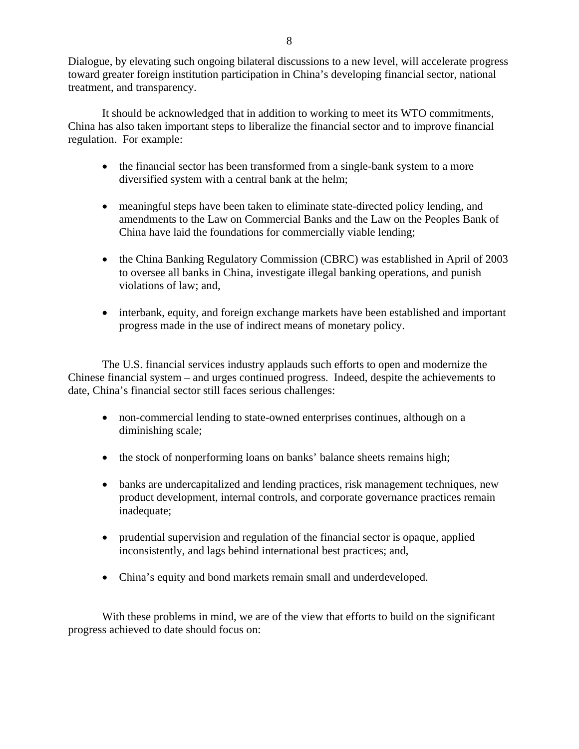Dialogue, by elevating such ongoing bilateral discussions to a new level, will accelerate progress toward greater foreign institution participation in China's developing financial sector, national treatment, and transparency.

It should be acknowledged that in addition to working to meet its WTO commitments, China has also taken important steps to liberalize the financial sector and to improve financial regulation. For example:

- the financial sector has been transformed from a single-bank system to a more diversified system with a central bank at the helm;
- meaningful steps have been taken to eliminate state-directed policy lending, and amendments to the Law on Commercial Banks and the Law on the Peoples Bank of China have laid the foundations for commercially viable lending;
- the China Banking Regulatory Commission (CBRC) was established in April of 2003 to oversee all banks in China, investigate illegal banking operations, and punish violations of law; and,
- interbank, equity, and foreign exchange markets have been established and important progress made in the use of indirect means of monetary policy.

The U.S. financial services industry applauds such efforts to open and modernize the Chinese financial system – and urges continued progress. Indeed, despite the achievements to date, China's financial sector still faces serious challenges:

- non-commercial lending to state-owned enterprises continues, although on a diminishing scale;
- the stock of nonperforming loans on banks' balance sheets remains high;
- banks are undercapitalized and lending practices, risk management techniques, new product development, internal controls, and corporate governance practices remain inadequate;
- prudential supervision and regulation of the financial sector is opaque, applied inconsistently, and lags behind international best practices; and,
- China's equity and bond markets remain small and underdeveloped.

With these problems in mind, we are of the view that efforts to build on the significant progress achieved to date should focus on: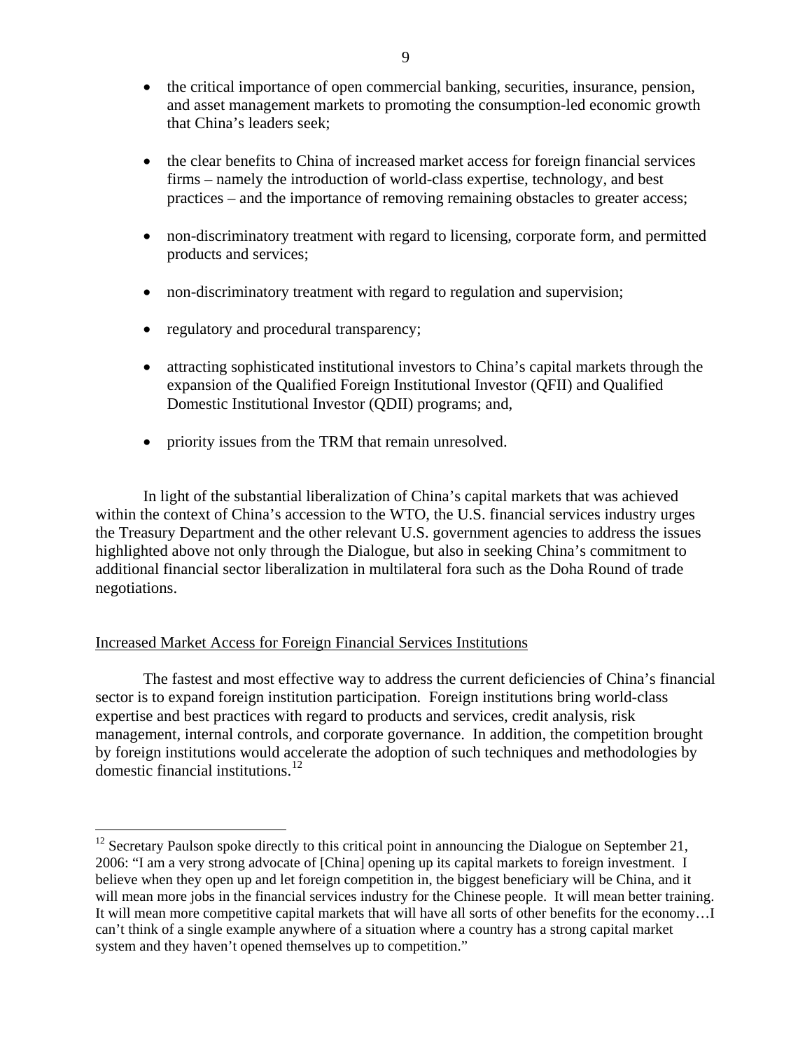- the critical importance of open commercial banking, securities, insurance, pension, and asset management markets to promoting the consumption-led economic growth that China's leaders seek;

- the clear benefits to China of increased market access for foreign financial services firms – namely the introduction of world-class expertise, technology, and best practices – and the importance of removing remaining obstacles to greater access;

- non-discriminatory treatment with regard to licensing, corporate form, and permitted products and services;

- non-discriminatory treatment with regard to regulation and supervision;

- regulatory and procedural transparency;

- attracting sophisticated institutional investors to China's capital markets through the expansion of the Qualified Foreign Institutional Investor (QFII) and Qualified Domestic Institutional Investor (QDII) programs; and,

- priority issues from the TRM that remain unresolved.

In light of the substantial liberalization of China's capital markets that was achieved within the context of China's accession to the WTO, the U.S. financial services industry urges the Treasury Department and the other relevant U.S. government agencies to address the issues highlighted above not only through the Dialogue, but also in seeking China's commitment to additional financial sector liberalization in multilateral fora such as the Doha Round of trade negotiations.

Increased Market Access for Foreign Financial Services Institutions

The fastest and most effective way to address the current deficiencies of China's financial sector is to expand foreign institution participation. Foreign institutions bring world-class expertise and best practices with regard to products and services, credit analysis, risk management, internal controls, and corporate governance. In addition, the competition brought by foreign institutions would accelerate the adoption of such techniques and methodologies by domestic financial institutions.[12]

---

[12] Secretary Paulson spoke directly to this critical point in announcing the Dialogue on September 21, 2006: "I am a very strong advocate of [China] opening up its capital markets to foreign investment. I believe when they open up and let foreign competition in, the biggest beneficiary will be China, and it will mean more jobs in the financial services industry for the Chinese people. It will mean better training. It will mean more competitive capital markets that will have all sorts of other benefits for the economy…I can't think of a single example anywhere of a situation where a country has a strong capital market system and they haven't opened themselves up to competition."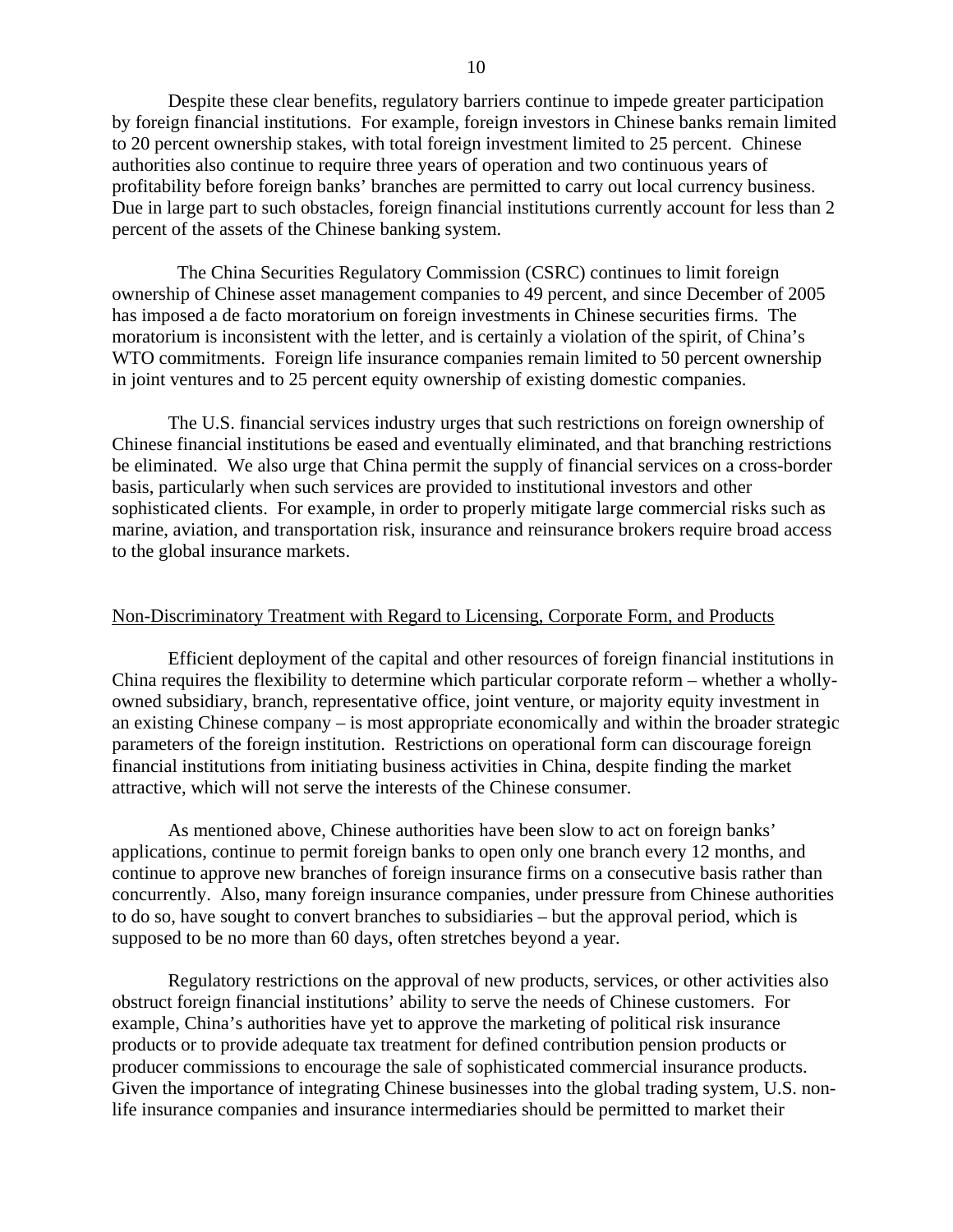Despite these clear benefits, regulatory barriers continue to impede greater participation by foreign financial institutions. For example, foreign investors in Chinese banks remain limited to 20 percent ownership stakes, with total foreign investment limited to 25 percent. Chinese authorities also continue to require three years of operation and two continuous years of profitability before foreign banks' branches are permitted to carry out local currency business. Due in large part to such obstacles, foreign financial institutions currently account for less than 2 percent of the assets of the Chinese banking system.

The China Securities Regulatory Commission (CSRC) continues to limit foreign ownership of Chinese asset management companies to 49 percent, and since December of 2005 has imposed a de facto moratorium on foreign investments in Chinese securities firms. The moratorium is inconsistent with the letter, and is certainly a violation of the spirit, of China's WTO commitments. Foreign life insurance companies remain limited to 50 percent ownership in joint ventures and to 25 percent equity ownership of existing domestic companies.

The U.S. financial services industry urges that such restrictions on foreign ownership of Chinese financial institutions be eased and eventually eliminated, and that branching restrictions be eliminated. We also urge that China permit the supply of financial services on a cross-border basis, particularly when such services are provided to institutional investors and other sophisticated clients. For example, in order to properly mitigate large commercial risks such as marine, aviation, and transportation risk, insurance and reinsurance brokers require broad access to the global insurance markets.

<u>Non-Discriminatory Treatment with Regard to Licensing, Corporate Form, and Products</u>

Efficient deployment of the capital and other resources of foreign financial institutions in China requires the flexibility to determine which particular corporate reform – whether a wholly-owned subsidiary, branch, representative office, joint venture, or majority equity investment in an existing Chinese company – is most appropriate economically and within the broader strategic parameters of the foreign institution. Restrictions on operational form can discourage foreign financial institutions from initiating business activities in China, despite finding the market attractive, which will not serve the interests of the Chinese consumer.

As mentioned above, Chinese authorities have been slow to act on foreign banks' applications, continue to permit foreign banks to open only one branch every 12 months, and continue to approve new branches of foreign insurance firms on a consecutive basis rather than concurrently. Also, many foreign insurance companies, under pressure from Chinese authorities to do so, have sought to convert branches to subsidiaries – but the approval period, which is supposed to be no more than 60 days, often stretches beyond a year.

Regulatory restrictions on the approval of new products, services, or other activities also obstruct foreign financial institutions' ability to serve the needs of Chinese customers. For example, China's authorities have yet to approve the marketing of political risk insurance products or to provide adequate tax treatment for defined contribution pension products or producer commissions to encourage the sale of sophisticated commercial insurance products. Given the importance of integrating Chinese businesses into the global trading system, U.S. non-life insurance companies and insurance intermediaries should be permitted to market their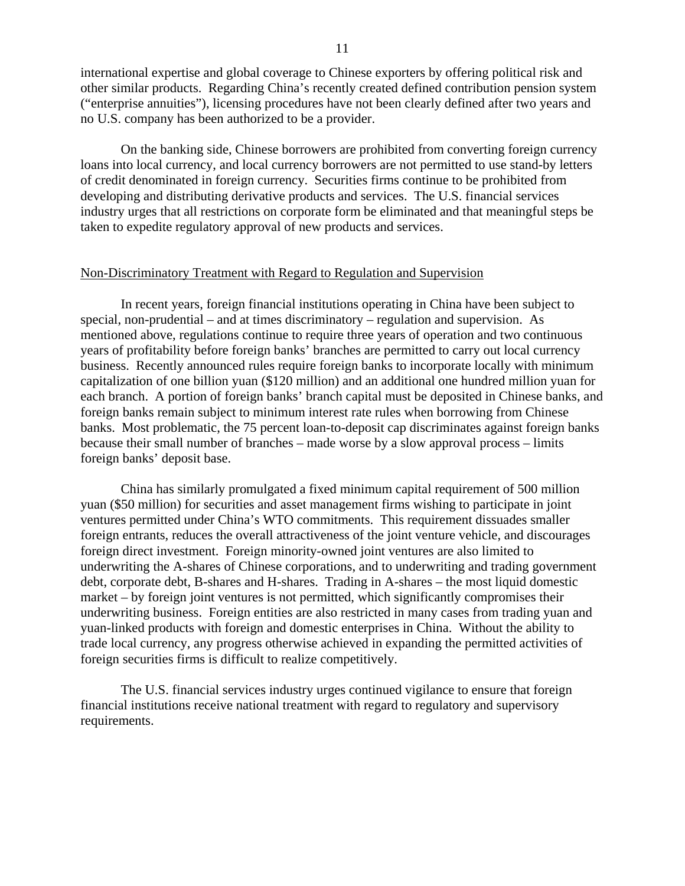international expertise and global coverage to Chinese exporters by offering political risk and other similar products. Regarding China's recently created defined contribution pension system ("enterprise annuities"), licensing procedures have not been clearly defined after two years and no U.S. company has been authorized to be a provider.

On the banking side, Chinese borrowers are prohibited from converting foreign currency loans into local currency, and local currency borrowers are not permitted to use stand-by letters of credit denominated in foreign currency. Securities firms continue to be prohibited from developing and distributing derivative products and services. The U.S. financial services industry urges that all restrictions on corporate form be eliminated and that meaningful steps be taken to expedite regulatory approval of new products and services.

<u>Non-Discriminatory Treatment with Regard to Regulation and Supervision</u>

In recent years, foreign financial institutions operating in China have been subject to special, non-prudential – and at times discriminatory – regulation and supervision. As mentioned above, regulations continue to require three years of operation and two continuous years of profitability before foreign banks' branches are permitted to carry out local currency business. Recently announced rules require foreign banks to incorporate locally with minimum capitalization of one billion yuan ($120 million) and an additional one hundred million yuan for each branch. A portion of foreign banks' branch capital must be deposited in Chinese banks, and foreign banks remain subject to minimum interest rate rules when borrowing from Chinese banks. Most problematic, the 75 percent loan-to-deposit cap discriminates against foreign banks because their small number of branches – made worse by a slow approval process – limits foreign banks' deposit base.

China has similarly promulgated a fixed minimum capital requirement of 500 million yuan ($50 million) for securities and asset management firms wishing to participate in joint ventures permitted under China's WTO commitments. This requirement dissuades smaller foreign entrants, reduces the overall attractiveness of the joint venture vehicle, and discourages foreign direct investment. Foreign minority-owned joint ventures are also limited to underwriting the A-shares of Chinese corporations, and to underwriting and trading government debt, corporate debt, B-shares and H-shares. Trading in A-shares – the most liquid domestic market – by foreign joint ventures is not permitted, which significantly compromises their underwriting business. Foreign entities are also restricted in many cases from trading yuan and yuan-linked products with foreign and domestic enterprises in China. Without the ability to trade local currency, any progress otherwise achieved in expanding the permitted activities of foreign securities firms is difficult to realize competitively.

The U.S. financial services industry urges continued vigilance to ensure that foreign financial institutions receive national treatment with regard to regulatory and supervisory requirements.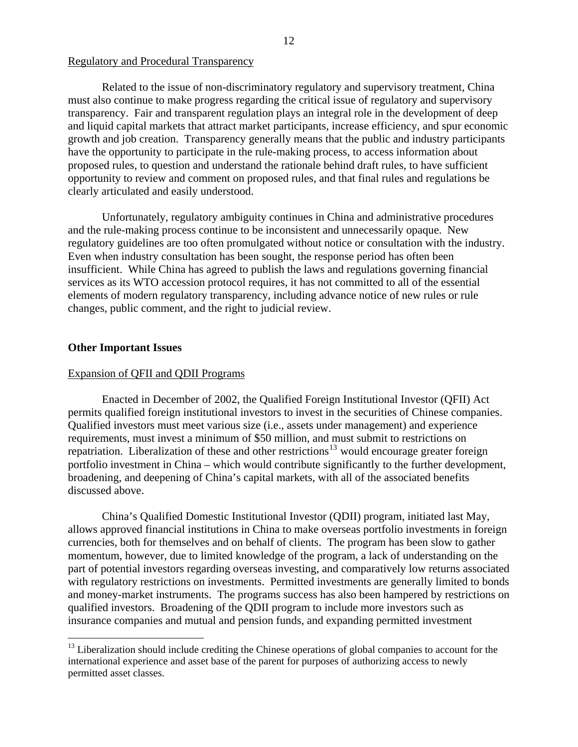Regulatory and Procedural Transparency

Related to the issue of non-discriminatory regulatory and supervisory treatment, China must also continue to make progress regarding the critical issue of regulatory and supervisory transparency. Fair and transparent regulation plays an integral role in the development of deep and liquid capital markets that attract market participants, increase efficiency, and spur economic growth and job creation. Transparency generally means that the public and industry participants have the opportunity to participate in the rule-making process, to access information about proposed rules, to question and understand the rationale behind draft rules, to have sufficient opportunity to review and comment on proposed rules, and that final rules and regulations be clearly articulated and easily understood.

Unfortunately, regulatory ambiguity continues in China and administrative procedures and the rule-making process continue to be inconsistent and unnecessarily opaque. New regulatory guidelines are too often promulgated without notice or consultation with the industry. Even when industry consultation has been sought, the response period has often been insufficient. While China has agreed to publish the laws and regulations governing financial services as its WTO accession protocol requires, it has not committed to all of the essential elements of modern regulatory transparency, including advance notice of new rules or rule changes, public comment, and the right to judicial review.

**Other Important Issues**

Expansion of QFII and QDII Programs

Enacted in December of 2002, the Qualified Foreign Institutional Investor (QFII) Act permits qualified foreign institutional investors to invest in the securities of Chinese companies. Qualified investors must meet various size (i.e., assets under management) and experience requirements, must invest a minimum of $50 million, and must submit to restrictions on repatriation. Liberalization of these and other restrictions[13] would encourage greater foreign portfolio investment in China – which would contribute significantly to the further development, broadening, and deepening of China's capital markets, with all of the associated benefits discussed above.

China's Qualified Domestic Institutional Investor (QDII) program, initiated last May, allows approved financial institutions in China to make overseas portfolio investments in foreign currencies, both for themselves and on behalf of clients. The program has been slow to gather momentum, however, due to limited knowledge of the program, a lack of understanding on the part of potential investors regarding overseas investing, and comparatively low returns associated with regulatory restrictions on investments. Permitted investments are generally limited to bonds and money-market instruments. The programs success has also been hampered by restrictions on qualified investors. Broadening of the QDII program to include more investors such as insurance companies and mutual and pension funds, and expanding permitted investment

[13] Liberalization should include crediting the Chinese operations of global companies to account for the international experience and asset base of the parent for purposes of authorizing access to newly permitted asset classes.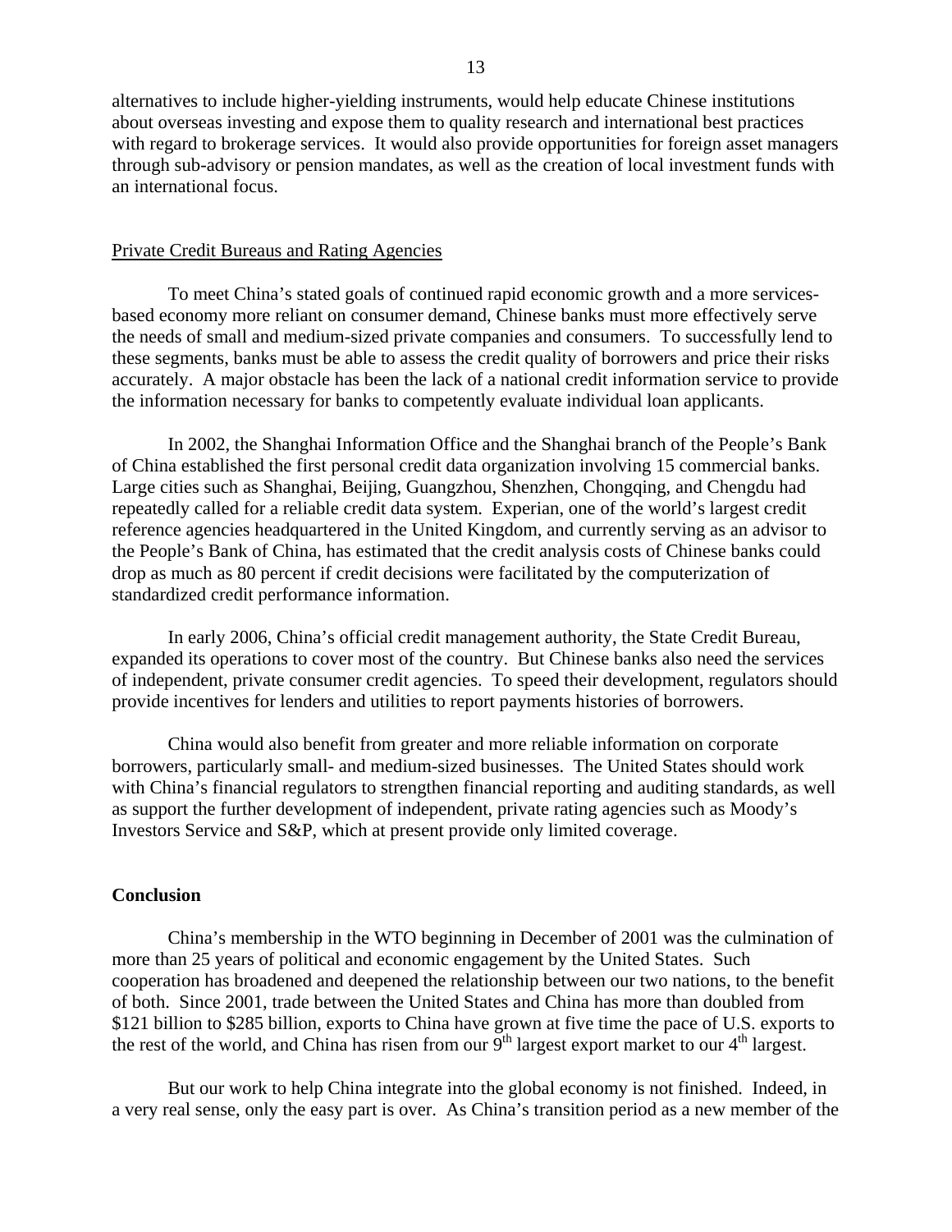alternatives to include higher-yielding instruments, would help educate Chinese institutions about overseas investing and expose them to quality research and international best practices with regard to brokerage services. It would also provide opportunities for foreign asset managers through sub-advisory or pension mandates, as well as the creation of local investment funds with an international focus.

Private Credit Bureaus and Rating Agencies

To meet China's stated goals of continued rapid economic growth and a more services-based economy more reliant on consumer demand, Chinese banks must more effectively serve the needs of small and medium-sized private companies and consumers. To successfully lend to these segments, banks must be able to assess the credit quality of borrowers and price their risks accurately. A major obstacle has been the lack of a national credit information service to provide the information necessary for banks to competently evaluate individual loan applicants.

In 2002, the Shanghai Information Office and the Shanghai branch of the People's Bank of China established the first personal credit data organization involving 15 commercial banks. Large cities such as Shanghai, Beijing, Guangzhou, Shenzhen, Chongqing, and Chengdu had repeatedly called for a reliable credit data system. Experian, one of the world's largest credit reference agencies headquartered in the United Kingdom, and currently serving as an advisor to the People's Bank of China, has estimated that the credit analysis costs of Chinese banks could drop as much as 80 percent if credit decisions were facilitated by the computerization of standardized credit performance information.

In early 2006, China's official credit management authority, the State Credit Bureau, expanded its operations to cover most of the country. But Chinese banks also need the services of independent, private consumer credit agencies. To speed their development, regulators should provide incentives for lenders and utilities to report payments histories of borrowers.

China would also benefit from greater and more reliable information on corporate borrowers, particularly small- and medium-sized businesses. The United States should work with China's financial regulators to strengthen financial reporting and auditing standards, as well as support the further development of independent, private rating agencies such as Moody's Investors Service and S&P, which at present provide only limited coverage.

**Conclusion**

China's membership in the WTO beginning in December of 2001 was the culmination of more than 25 years of political and economic engagement by the United States. Such cooperation has broadened and deepened the relationship between our two nations, to the benefit of both. Since 2001, trade between the United States and China has more than doubled from \$121 billion to \$285 billion, exports to China have grown at five time the pace of U.S. exports to the rest of the world, and China has risen from our 9th largest export market to our 4th largest.

But our work to help China integrate into the global economy is not finished. Indeed, in a very real sense, only the easy part is over. As China's transition period as a new member of the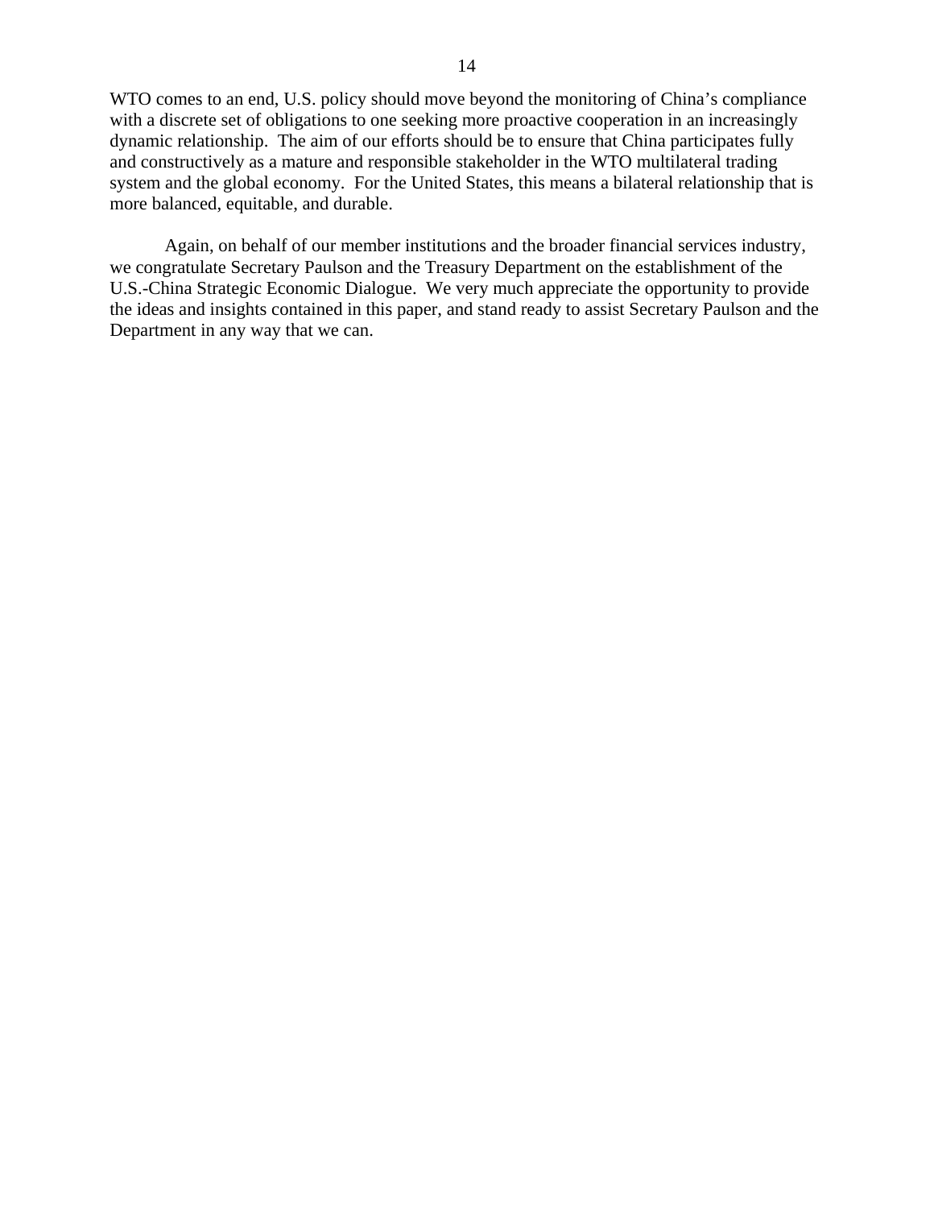WTO comes to an end, U.S. policy should move beyond the monitoring of China's compliance with a discrete set of obligations to one seeking more proactive cooperation in an increasingly dynamic relationship. The aim of our efforts should be to ensure that China participates fully and constructively as a mature and responsible stakeholder in the WTO multilateral trading system and the global economy. For the United States, this means a bilateral relationship that is more balanced, equitable, and durable.

Again, on behalf of our member institutions and the broader financial services industry, we congratulate Secretary Paulson and the Treasury Department on the establishment of the U.S.-China Strategic Economic Dialogue. We very much appreciate the opportunity to provide the ideas and insights contained in this paper, and stand ready to assist Secretary Paulson and the Department in any way that we can.